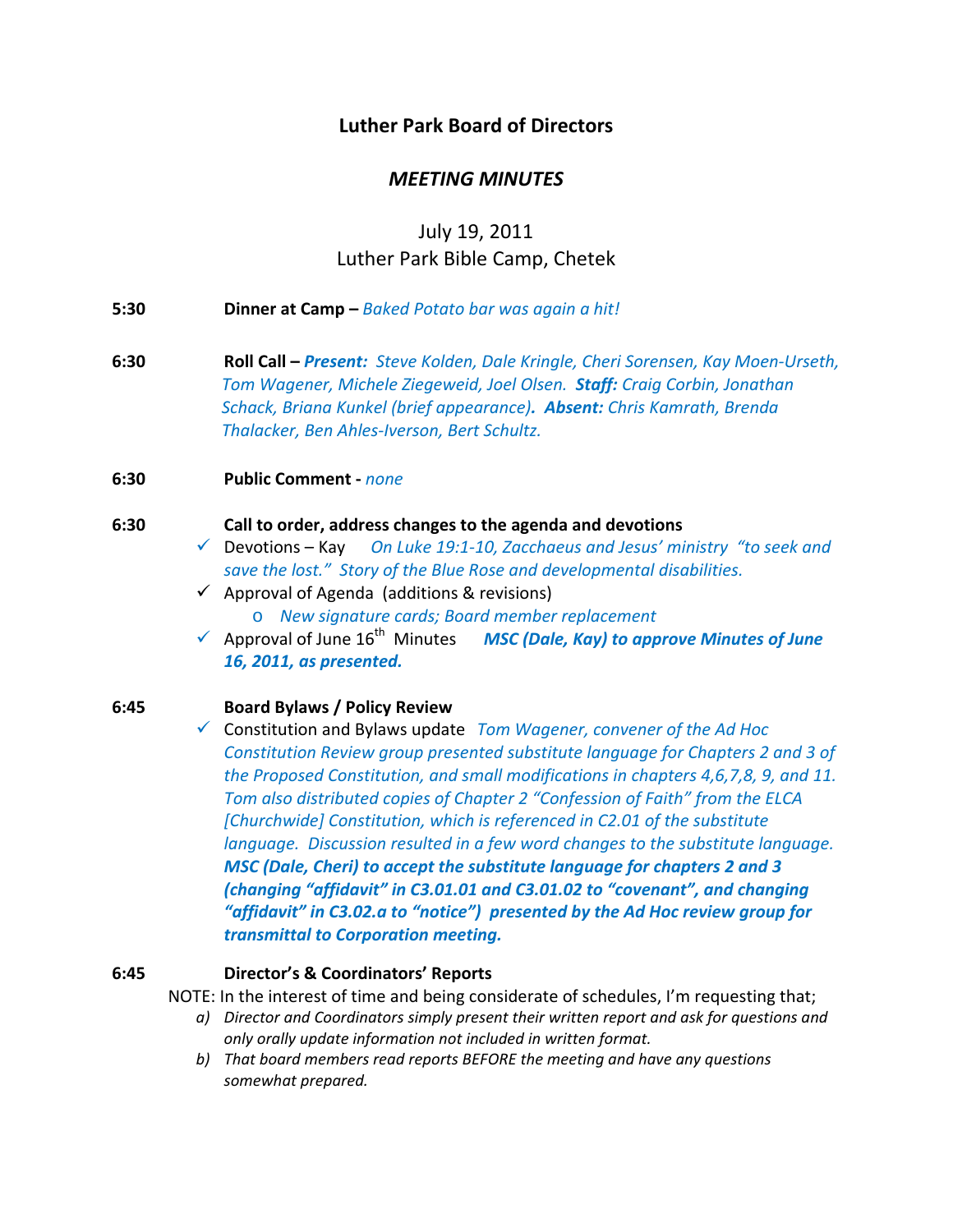# Luther Park Board of Directors

## *MEETING MINUTES*

July 19, 2011
Luther Park Bible Camp, Chetek

**5:30** **Dinner at Camp –** *Baked Potato bar was again a hit!*

**6:30** **Roll Call –** ***Present:*** *Steve Kolden, Dale Kringle, Cheri Sorensen, Kay Moen-Urseth, Tom Wagener, Michele Ziegeweid, Joel Olsen.* ***Staff:*** *Craig Corbin, Jonathan Schack, Briana Kunkel (brief appearance)****.*** ***Absent:*** *Chris Kamrath, Brenda Thalacker, Ben Ahles-Iverson, Bert Schultz.*

**6:30** **Public Comment -** *none*

**6:30** **Call to order, address changes to the agenda and devotions**

- ✓ Devotions – Kay *On Luke 19:1-10, Zacchaeus and Jesus' ministry "to seek and save the lost." Story of the Blue Rose and developmental disabilities.*
- ✓ Approval of Agenda (additions & revisions)
  - o *New signature cards; Board member replacement*
- ✓ Approval of June 16th Minutes ***MSC (Dale, Kay) to approve Minutes of June 16, 2011, as presented.***

**6:45** **Board Bylaws / Policy Review**

- ✓ Constitution and Bylaws update *Tom Wagener, convener of the Ad Hoc Constitution Review group presented substitute language for Chapters 2 and 3 of the Proposed Constitution, and small modifications in chapters 4,6,7,8, 9, and 11. Tom also distributed copies of Chapter 2 "Confession of Faith" from the ELCA [Churchwide] Constitution, which is referenced in C2.01 of the substitute language. Discussion resulted in a few word changes to the substitute language.* ***MSC (Dale, Cheri) to accept the substitute language for chapters 2 and 3 (changing "affidavit" in C3.01.01 and C3.01.02 to "covenant", and changing "affidavit" in C3.02.a to "notice") presented by the Ad Hoc review group for transmittal to Corporation meeting.***

**6:45** **Director's & Coordinators' Reports**

NOTE: In the interest of time and being considerate of schedules, I'm requesting that;

a) *Director and Coordinators simply present their written report and ask for questions and only orally update information not included in written format.*
b) *That board members read reports BEFORE the meeting and have any questions somewhat prepared.*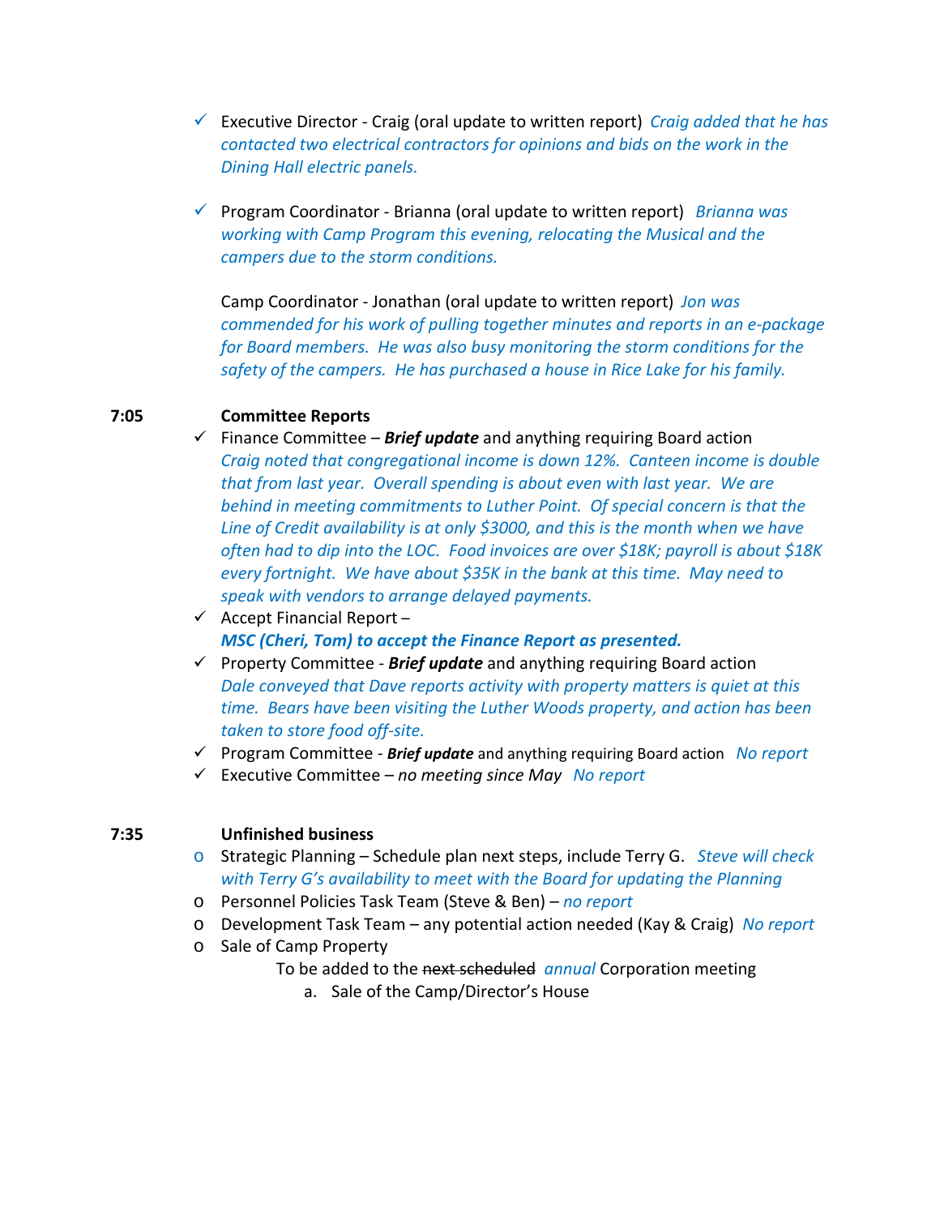- ✓ Executive Director - Craig (oral update to written report) *Craig added that he has contacted two electrical contractors for opinions and bids on the work in the Dining Hall electric panels.*

- ✓ Program Coordinator - Brianna (oral update to written report) *Brianna was working with Camp Program this evening, relocating the Musical and the campers due to the storm conditions.*

  Camp Coordinator - Jonathan (oral update to written report) *Jon was commended for his work of pulling together minutes and reports in an e-package for Board members. He was also busy monitoring the storm conditions for the safety of the campers. He has purchased a house in Rice Lake for his family.*

**7:05** **Committee Reports**

- ✓ Finance Committee – ***Brief update*** and anything requiring Board action
  *Craig noted that congregational income is down 12%. Canteen income is double that from last year. Overall spending is about even with last year. We are behind in meeting commitments to Luther Point. Of special concern is that the Line of Credit availability is at only $3000, and this is the month when we have often had to dip into the LOC. Food invoices are over $18K; payroll is about $18K every fortnight. We have about $35K in the bank at this time. May need to speak with vendors to arrange delayed payments.*
- ✓ Accept Financial Report –
  ***MSC (Cheri, Tom) to accept the Finance Report as presented.***
- ✓ Property Committee - ***Brief update*** and anything requiring Board action
  *Dale conveyed that Dave reports activity with property matters is quiet at this time. Bears have been visiting the Luther Woods property, and action has been taken to store food off-site.*
- ✓ Program Committee - ***Brief update*** and anything requiring Board action *No report*
- ✓ Executive Committee – *no meeting since May* *No report*

**7:35** **Unfinished business**

- Strategic Planning – Schedule plan next steps, include Terry G. *Steve will check with Terry G's availability to meet with the Board for updating the Planning*
- Personnel Policies Task Team (Steve & Ben) – *no report*
- Development Task Team – any potential action needed (Kay & Craig) *No report*
- Sale of Camp Property
  - To be added to the ~~next scheduled~~ *annual* Corporation meeting
    - a. Sale of the Camp/Director's House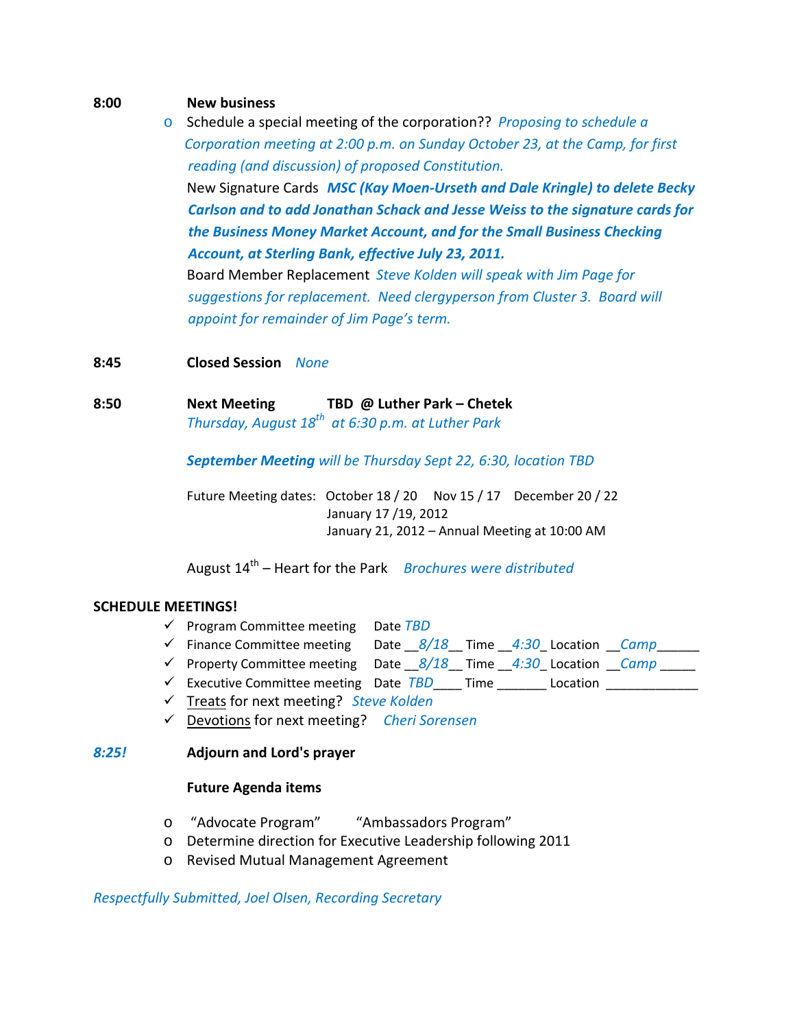**8:00** **New business**

- Schedule a special meeting of the corporation?? *Proposing to schedule a Corporation meeting at 2:00 p.m. on Sunday October 23, at the Camp, for first reading (and discussion) of proposed Constitution.*

  New Signature Cards ***MSC (Kay Moen-Urseth and Dale Kringle) to delete Becky Carlson and to add Jonathan Schack and Jesse Weiss to the signature cards for the Business Money Market Account, and for the Small Business Checking Account, at Sterling Bank, effective July 23, 2011.***

  Board Member Replacement *Steve Kolden will speak with Jim Page for suggestions for replacement. Need clergyperson from Cluster 3. Board will appoint for remainder of Jim Page's term.*

**8:45** **Closed Session** *None*

**8:50** **Next Meeting** **TBD @ Luther Park – Chetek**

*Thursday, August 18th at 6:30 p.m. at Luther Park*

***September Meeting*** *will be Thursday Sept 22, 6:30, location TBD*

Future Meeting dates: October 18 / 20 Nov 15 / 17 December 20 / 22
January 17 /19, 2012
January 21, 2012 – Annual Meeting at 10:00 AM

August 14th – Heart for the Park *Brochures were distributed*

**SCHEDULE MEETINGS!**

- ✓ Program Committee meeting Date *TBD*
- ✓ Finance Committee meeting Date __*8/18*__ Time __*4:30*_ Location __*Camp*______
- ✓ Property Committee meeting Date __*8/18*__ Time __*4:30*_ Location __*Camp* _____
- ✓ Executive Committee meeting Date *TBD*____ Time _______ Location _____________
- ✓ Treats for next meeting? *Steve Kolden*
- ✓ Devotions for next meeting? *Cheri Sorensen*

***8:25!*** **Adjourn and Lord's prayer**

**Future Agenda items**

- "Advocate Program" "Ambassadors Program"
- Determine direction for Executive Leadership following 2011
- Revised Mutual Management Agreement

*Respectfully Submitted, Joel Olsen, Recording Secretary*